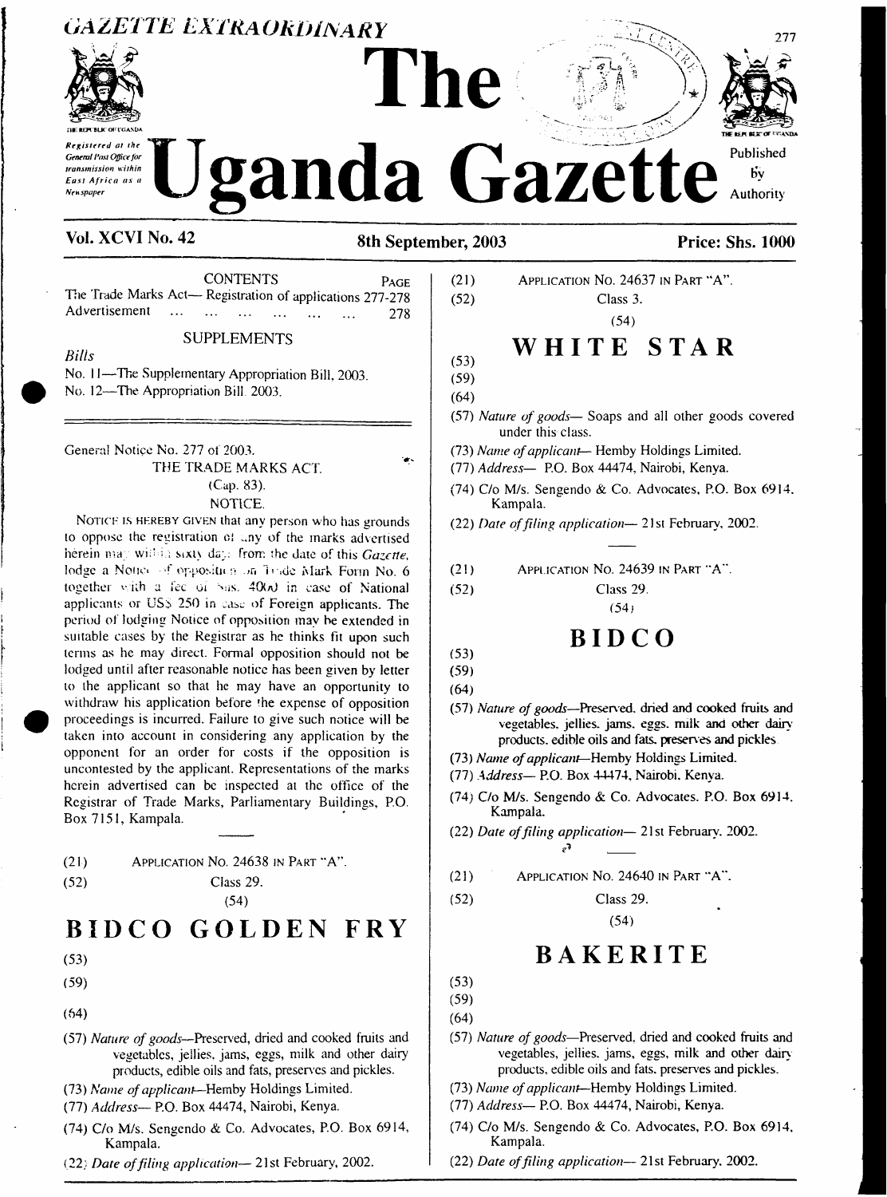GAZETTE EXTRAORDINARY

# The Uganda Gazette

Registered at the General Post Office for transmission within East Africa as a Newspaper

Published by Authority

**Vol. XCVI No. 42** — **8th September, 2003** — **Price: Shs. 1000**

CONTENTS PAGE

The Trade Marks Act— Registration of applications 277-278

Advertisement ... ... ... ... ... ... 278

SUPPLEMENTS

*Bills*

No. 11—The Supplementary Appropriation Bill, 2003.

No. 12—The Appropriation Bill 2003.

---

General Notice No. 277 of 2003.

THE TRADE MARKS ACT.

(Cap. 83).

NOTICE.

NOTICE IS HEREBY GIVEN that any person who has grounds to oppose the registration of any of the marks advertised herein may within sixty days from the date of this *Gazette*, lodge a Notice of opposition on Trade Mark Form No. 6 together with a fee of Shs. 4000 in case of National applicants or US$ 250 in case of Foreign applicants. The period of lodging Notice of opposition may be extended in suitable cases by the Registrar as he thinks fit upon such terms as he may direct. Formal opposition should not be lodged until after reasonable notice has been given by letter to the applicant so that he may have an opportunity to withdraw his application before the expense of opposition proceedings is incurred. Failure to give such notice will be taken into account in considering any application by the opponent for an order for costs if the opposition is uncontested by the applicant. Representations of the marks herein advertised can be inspected at the office of the Registrar of Trade Marks, Parliamentary Buildings, P.O. Box 7151, Kampala.

---

(21) APPLICATION No. 24638 IN PART "A".

(52) Class 29.

(54)

## BIDCO GOLDEN FRY

(53)

(59)

(64)

(57) *Nature of goods*—Preserved, dried and cooked fruits and vegetables, jellies, jams, eggs, milk and other dairy products, edible oils and fats, preserves and pickles.

(73) *Name of applicant*—Hemby Holdings Limited.

(77) *Address*— P.O. Box 44474, Nairobi, Kenya.

(74) C/o M/s. Sengendo & Co. Advocates, P.O. Box 6914, Kampala.

(22) *Date of filing application*— 21st February, 2002.

---

(21) APPLICATION No. 24637 IN PART "A".

(52) Class 3.

(54)

## WHITE STAR

(53)

(59)

(64)

(57) *Nature of goods*— Soaps and all other goods covered under this class.

(73) *Name of applicant*— Hemby Holdings Limited.

(77) *Address*— P.O. Box 44474, Nairobi, Kenya.

(74) C/o M/s. Sengendo & Co. Advocates, P.O. Box 6914, Kampala.

(22) *Date of filing application*— 21st February, 2002.

---

(21) APPLICATION No. 24639 IN PART "A".

(52) Class 29.

(54)

## BIDCO

(53)

(59)

(64)

(57) *Nature of goods*—Preserved, dried and cooked fruits and vegetables, jellies, jams, eggs, milk and other dairy products, edible oils and fats, preserves and pickles

(73) *Name of applicant*—Hemby Holdings Limited.

(77) *Address*— P.O. Box 44474, Nairobi, Kenya.

(74) C/o M/s. Sengendo & Co. Advocates, P.O. Box 6914, Kampala.

(22) *Date of filing application*— 21st February, 2002.

---

(21) APPLICATION No. 24640 IN PART "A".

(52) Class 29.

(54)

## BAKERITE

(53)

(59)

(64)

(57) *Nature of goods*—Preserved, dried and cooked fruits and vegetables, jellies, jams, eggs, milk and other dairy products, edible oils and fats, preserves and pickles.

(73) *Name of applicant*—Hemby Holdings Limited.

(77) *Address*— P.O. Box 44474, Nairobi, Kenya.

(74) C/o M/s. Sengendo & Co. Advocates, P.O. Box 6914, Kampala.

(22) *Date of filing application*— 21st February, 2002.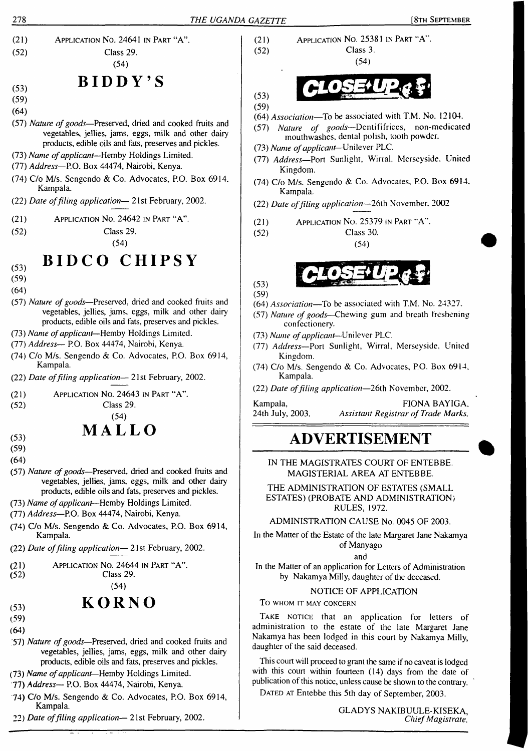(21) APPLICATION No. 24641 IN PART "A".

(52) Class 29.

(54)

(53) **BIDDY'S**

(59)

(64)

(57) *Nature of goods*—Preserved, dried and cooked fruits and vegetables, jellies, jams, eggs, milk and other dairy products, edible oils and fats, preserves and pickles.

(73) *Name of applicant*—Hemby Holdings Limited.

(77) *Address*—P.O. Box 44474, Nairobi, Kenya.

(74) C/o M/s. Sengendo & Co. Advocates, P.O. Box 6914, Kampala.

(22) *Date of filing application*— 21st February, 2002.

---

(21) APPLICATION No. 24642 IN PART "A".

(52) Class 29.

(54)

(53) **BIDCO CHIPSY**

(59)

(64)

(57) *Nature of goods*—Preserved, dried and cooked fruits and vegetables, jellies, jams, eggs, milk and other dairy products, edible oils and fats, preserves and pickles.

(73) *Name of applicant*—Hemby Holdings Limited.

(77) *Address*— P.O. Box 44474, Nairobi, Kenya.

(74) C/o M/s. Sengendo & Co. Advocates, P.O. Box 6914, Kampala.

(22) *Date of filing application*— 21st February, 2002.

---

(21) APPLICATION No. 24643 IN PART "A".

(52) Class 29.

(54)

(53) **MALLO**

(59)

(64)

(57) *Nature of goods*—Preserved, dried and cooked fruits and vegetables, jellies, jams, eggs, milk and other dairy products, edible oils and fats, preserves and pickles.

(73) *Name of applicant*—Hemby Holdings Limited.

(77) *Address*—P.O. Box 44474, Nairobi, Kenya.

(74) C/o M/s. Sengendo & Co. Advocates, P.O. Box 6914, Kampala.

(22) *Date of filing application*— 21st February, 2002.

---

(21) APPLICATION No. 24644 IN PART "A".

(52) Class 29.

(54)

(53) **KORNO**

(59)

(64)

(57) *Nature of goods*—Preserved, dried and cooked fruits and vegetables, jellies, jams, eggs, milk and other dairy products, edible oils and fats, preserves and pickles.

(73) *Name of applicant*—Hemby Holdings Limited.

(77) *Address*— P.O. Box 44474, Nairobi, Kenya.

(74) C/o M/s. Sengendo & Co. Advocates, P.O. Box 6914, Kampala.

(22) *Date of filing application*— 21st February, 2002.

---

(21) APPLICATION No. 25381 IN PART "A".

(52) Class 3.

(54)

(53) CLOSE UP

(59)

(64) *Association*—To be associated with T.M. No. 12104.

(57) *Nature of goods*—Dentifrices, non-medicated mouthwashes, dental polish, tooth powder.

(73) *Name of applicant*—Unilever PLC.

(77) *Address*—Port Sunlight, Wirral, Merseyside, United Kingdom.

(74) C/o M/s. Sengendo & Co. Advocates, P.O. Box 6914, Kampala.

(22) *Date of filing application*—26th November, 2002

---

(21) APPLICATION No. 25379 IN PART "A".

(52) Class 30.

(54)

(53) CLOSE UP

(59)

(64) *Association*—To be associated with T.M. No. 24327.

(57) *Nature of goods*—Chewing gum and breath freshening confectionery.

(73) *Name of applicant*—Unilever PLC.

(77) *Address*—Port Sunlight, Wirral, Merseyside, United Kingdom.

(74) C/o M/s. Sengendo & Co. Advocates, P.O. Box 6914, Kampala.

(22) *Date of filing application*—26th November, 2002.

Kampala, 24th July, 2003.

FIONA BAYIGA,
*Assistant Registrar of Trade Marks.*

---

# ADVERTISEMENT

IN THE MAGISTRATES COURT OF ENTEBBE.
MAGISTERIAL AREA AT ENTEBBE.

THE ADMINISTRATION OF ESTATES (SMALL ESTATES) (PROBATE AND ADMINISTRATION) RULES, 1972.

ADMINISTRATION CAUSE No. 0045 OF 2003.

In the Matter of the Estate of the late Margaret Jane Nakamya of Manyago

and

In the Matter of an application for Letters of Administration by Nakamya Milly, daughter of the deceased.

NOTICE OF APPLICATION

TO WHOM IT MAY CONCERN

TAKE NOTICE that an application for letters of administration to the estate of the late Margaret Jane Nakamya has been lodged in this court by Nakamya Milly, daughter of the said deceased.

This court will proceed to grant the same if no caveat is lodged with this court within fourteen (14) days from the date of publication of this notice, unless cause be shown to the contrary.

DATED AT Entebbe this 5th day of September, 2003.

GLADYS NAKIBUULE-KISEKA,
*Chief Magistrate.*